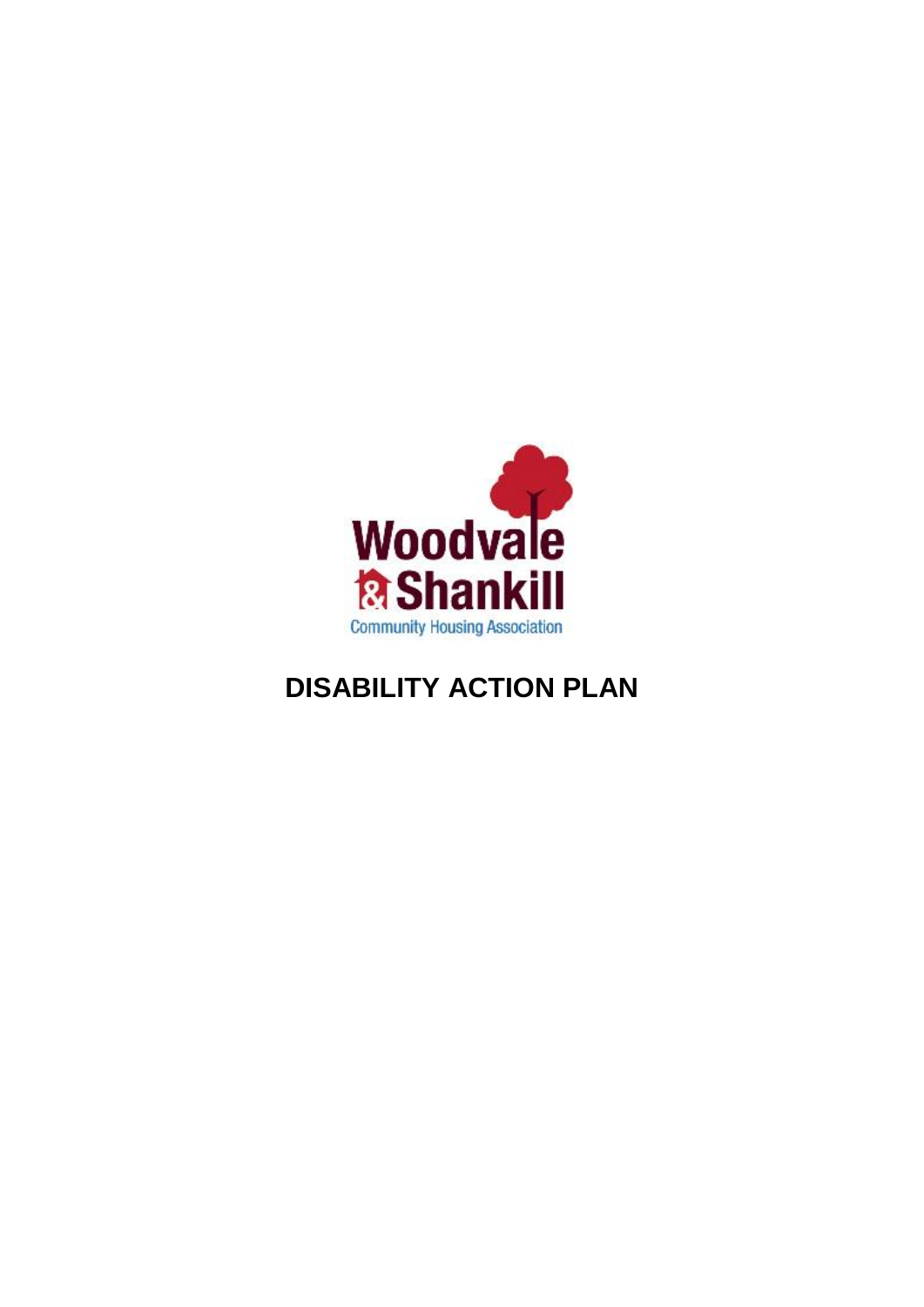Woodvale & Shankill

Community Housing Association

# DISABILITY ACTION PLAN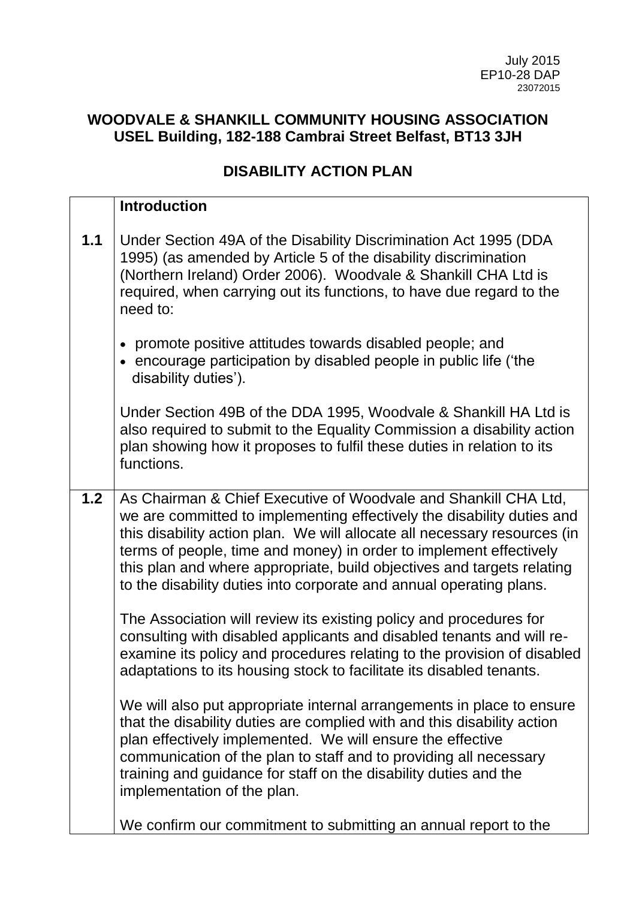July 2015
EP10-28 DAP
23072015

**WOODVALE & SHANKILL COMMUNITY HOUSING ASSOCIATION**
**USEL Building, 182-188 Cambrai Street Belfast, BT13 3JH**

## DISABILITY ACTION PLAN

| | **Introduction** |
|---|---|
| **1.1** | Under Section 49A of the Disability Discrimination Act 1995 (DDA 1995) (as amended by Article 5 of the disability discrimination (Northern Ireland) Order 2006). Woodvale & Shankill CHA Ltd is required, when carrying out its functions, to have due regard to the need to:<br><br>• promote positive attitudes towards disabled people; and<br>• encourage participation by disabled people in public life ('the disability duties').<br><br>Under Section 49B of the DDA 1995, Woodvale & Shankill HA Ltd is also required to submit to the Equality Commission a disability action plan showing how it proposes to fulfil these duties in relation to its functions. |
| **1.2** | As Chairman & Chief Executive of Woodvale and Shankill CHA Ltd, we are committed to implementing effectively the disability duties and this disability action plan. We will allocate all necessary resources (in terms of people, time and money) in order to implement effectively this plan and where appropriate, build objectives and targets relating to the disability duties into corporate and annual operating plans.<br><br>The Association will review its existing policy and procedures for consulting with disabled applicants and disabled tenants and will re-examine its policy and procedures relating to the provision of disabled adaptations to its housing stock to facilitate its disabled tenants.<br><br>We will also put appropriate internal arrangements in place to ensure that the disability duties are complied with and this disability action plan effectively implemented. We will ensure the effective communication of the plan to staff and to providing all necessary training and guidance for staff on the disability duties and the implementation of the plan.<br><br>We confirm our commitment to submitting an annual report to the |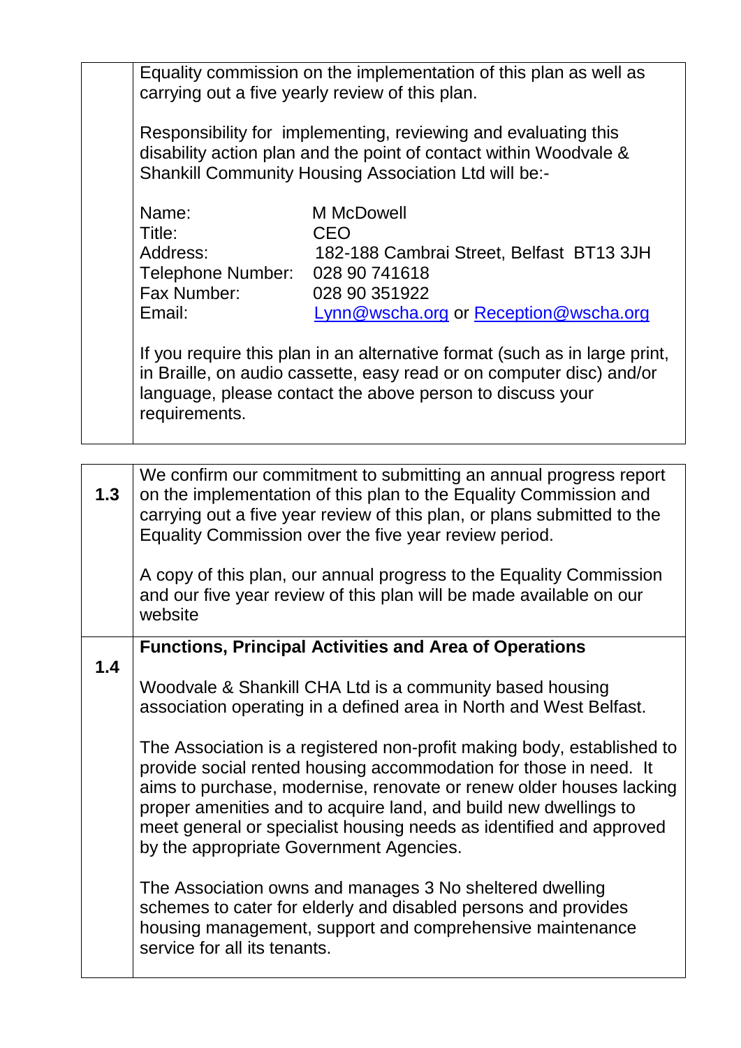| | |
|---|---|
| | Equality commission on the implementation of this plan as well as carrying out a five yearly review of this plan.<br><br>Responsibility for implementing, reviewing and evaluating this disability action plan and the point of contact within Woodvale & Shankill Community Housing Association Ltd will be:-<br><br>Name: M McDowell<br>Title: CEO<br>Address: 182-188 Cambrai Street, Belfast BT13 3JH<br>Telephone Number: 028 90 741618<br>Fax Number: 028 90 351922<br>Email: Lynn@wscha.org or Reception@wscha.org<br><br>If you require this plan in an alternative format (such as in large print, in Braille, on audio cassette, easy read or on computer disc) and/or language, please contact the above person to discuss your requirements. |

| | |
|---|---|
| **1.3** | We confirm our commitment to submitting an annual progress report on the implementation of this plan to the Equality Commission and carrying out a five year review of this plan, or plans submitted to the Equality Commission over the five year review period.<br><br>A copy of this plan, our annual progress to the Equality Commission and our five year review of this plan will be made available on our website |
| **1.4** | **Functions, Principal Activities and Area of Operations**<br><br>Woodvale & Shankill CHA Ltd is a community based housing association operating in a defined area in North and West Belfast.<br><br>The Association is a registered non-profit making body, established to provide social rented housing accommodation for those in need. It aims to purchase, modernise, renovate or renew older houses lacking proper amenities and to acquire land, and build new dwellings to meet general or specialist housing needs as identified and approved by the appropriate Government Agencies.<br><br>The Association owns and manages 3 No sheltered dwelling schemes to cater for elderly and disabled persons and provides housing management, support and comprehensive maintenance service for all its tenants. |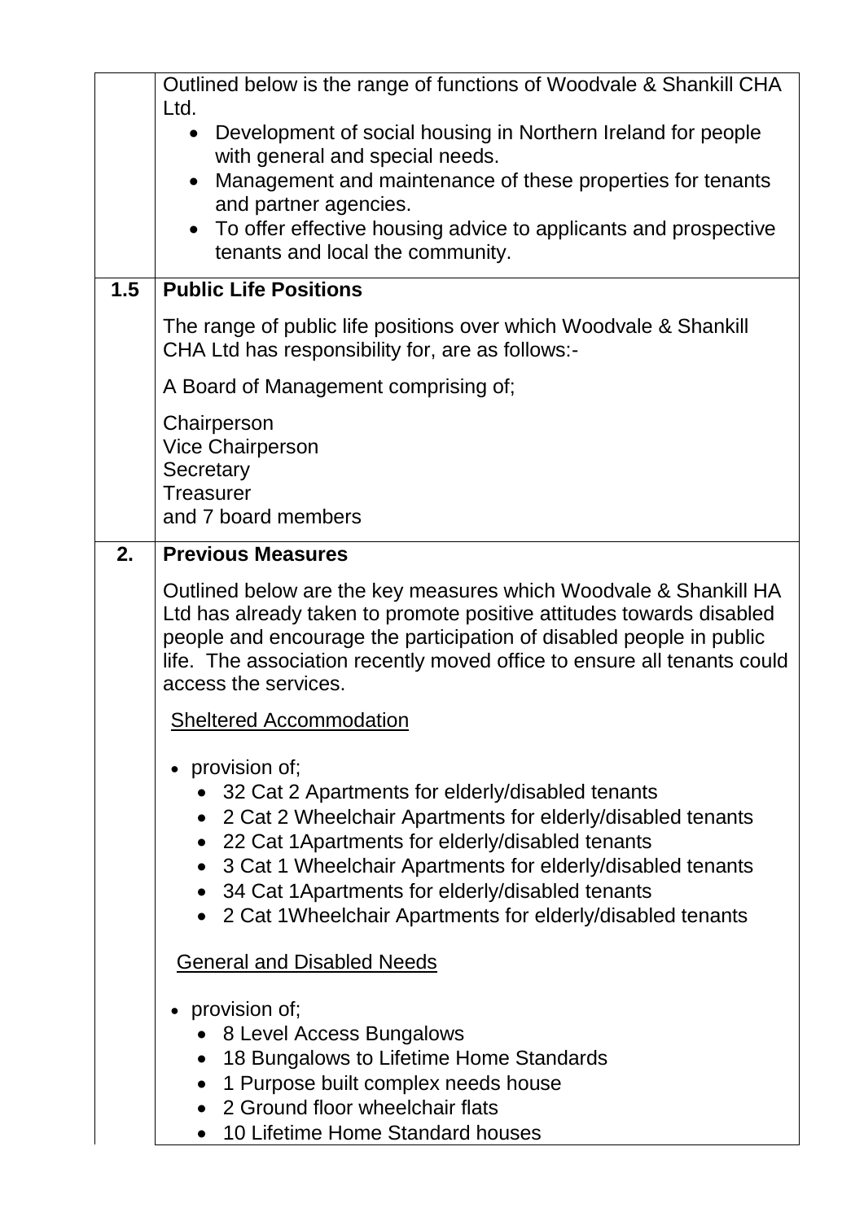| | |
|---|---|
| | Outlined below is the range of functions of Woodvale & Shankill CHA Ltd.<br>• Development of social housing in Northern Ireland for people with general and special needs.<br>• Management and maintenance of these properties for tenants and partner agencies.<br>• To offer effective housing advice to applicants and prospective tenants and local the community. |
| **1.5** | **Public Life Positions**<br><br>The range of public life positions over which Woodvale & Shankill CHA Ltd has responsibility for, are as follows:-<br><br>A Board of Management comprising of;<br><br>Chairperson<br>Vice Chairperson<br>Secretary<br>Treasurer<br>and 7 board members |
| **2.** | **Previous Measures**<br><br>Outlined below are the key measures which Woodvale & Shankill HA Ltd has already taken to promote positive attitudes towards disabled people and encourage the participation of disabled people in public life. The association recently moved office to ensure all tenants could access the services.<br><br>Sheltered Accommodation<br><br>• provision of;<br>  • 32 Cat 2 Apartments for elderly/disabled tenants<br>  • 2 Cat 2 Wheelchair Apartments for elderly/disabled tenants<br>  • 22 Cat 1Apartments for elderly/disabled tenants<br>  • 3 Cat 1 Wheelchair Apartments for elderly/disabled tenants<br>  • 34 Cat 1Apartments for elderly/disabled tenants<br>  • 2 Cat 1Wheelchair Apartments for elderly/disabled tenants<br><br>General and Disabled Needs<br><br>• provision of;<br>  • 8 Level Access Bungalows<br>  • 18 Bungalows to Lifetime Home Standards<br>  • 1 Purpose built complex needs house<br>  • 2 Ground floor wheelchair flats<br>  • 10 Lifetime Home Standard houses |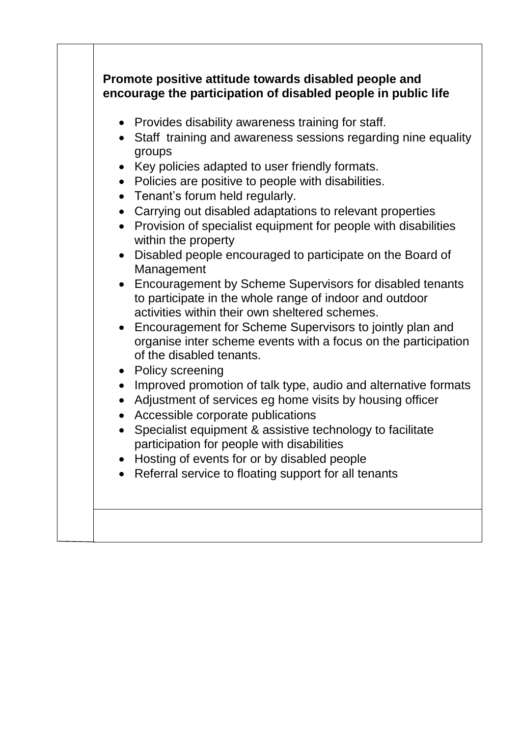**Promote positive attitude towards disabled people and encourage the participation of disabled people in public life**

- Provides disability awareness training for staff.
- Staff training and awareness sessions regarding nine equality groups
- Key policies adapted to user friendly formats.
- Policies are positive to people with disabilities.
- Tenant's forum held regularly.
- Carrying out disabled adaptations to relevant properties
- Provision of specialist equipment for people with disabilities within the property
- Disabled people encouraged to participate on the Board of Management
- Encouragement by Scheme Supervisors for disabled tenants to participate in the whole range of indoor and outdoor activities within their own sheltered schemes.
- Encouragement for Scheme Supervisors to jointly plan and organise inter scheme events with a focus on the participation of the disabled tenants.
- Policy screening
- Improved promotion of talk type, audio and alternative formats
- Adjustment of services eg home visits by housing officer
- Accessible corporate publications
- Specialist equipment & assistive technology to facilitate participation for people with disabilities
- Hosting of events for or by disabled people
- Referral service to floating support for all tenants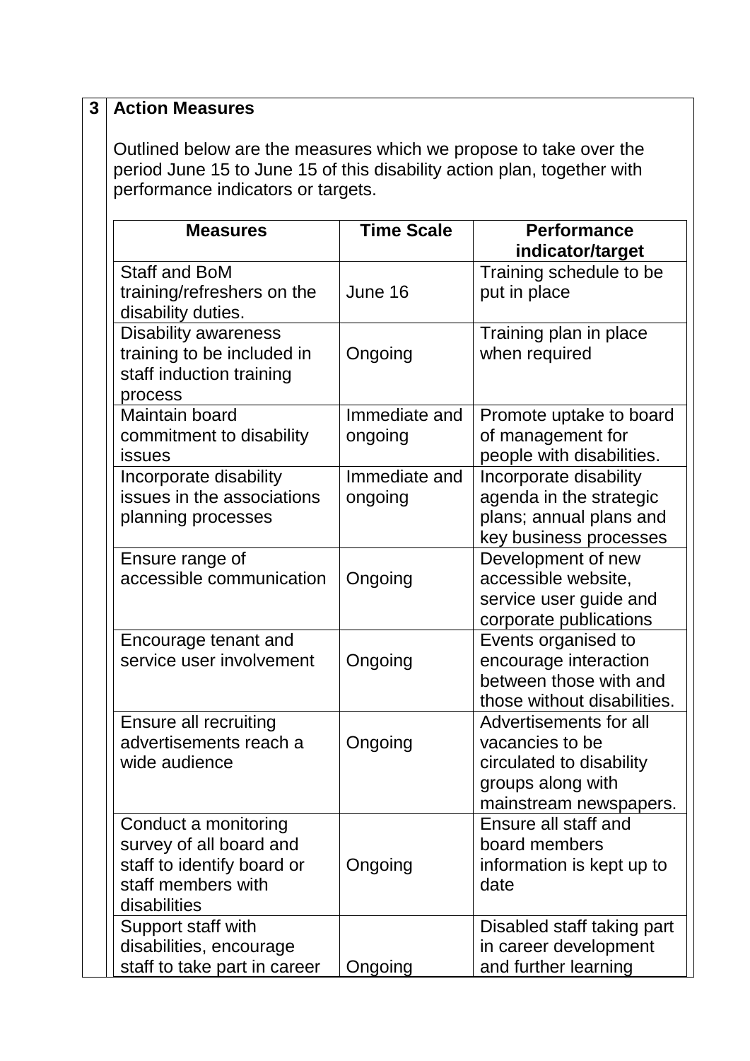## 3 Action Measures

Outlined below are the measures which we propose to take over the period June 15 to June 15 of this disability action plan, together with performance indicators or targets.

| Measures | Time Scale | Performance indicator/target |
|---|---|---|
| Staff and BoM training/refreshers on the disability duties. | June 16 | Training schedule to be put in place |
| Disability awareness training to be included in staff induction training process | Ongoing | Training plan in place when required |
| Maintain board commitment to disability issues | Immediate and ongoing | Promote uptake to board of management for people with disabilities. |
| Incorporate disability issues in the associations planning processes | Immediate and ongoing | Incorporate disability agenda in the strategic plans; annual plans and key business processes |
| Ensure range of accessible communication | Ongoing | Development of new accessible website, service user guide and corporate publications |
| Encourage tenant and service user involvement | Ongoing | Events organised to encourage interaction between those with and those without disabilities. |
| Ensure all recruiting advertisements reach a wide audience | Ongoing | Advertisements for all vacancies to be circulated to disability groups along with mainstream newspapers. |
| Conduct a monitoring survey of all board and staff to identify board or staff members with disabilities | Ongoing | Ensure all staff and board members information is kept up to date |
| Support staff with disabilities, encourage staff to take part in career | Ongoing | Disabled staff taking part in career development and further learning |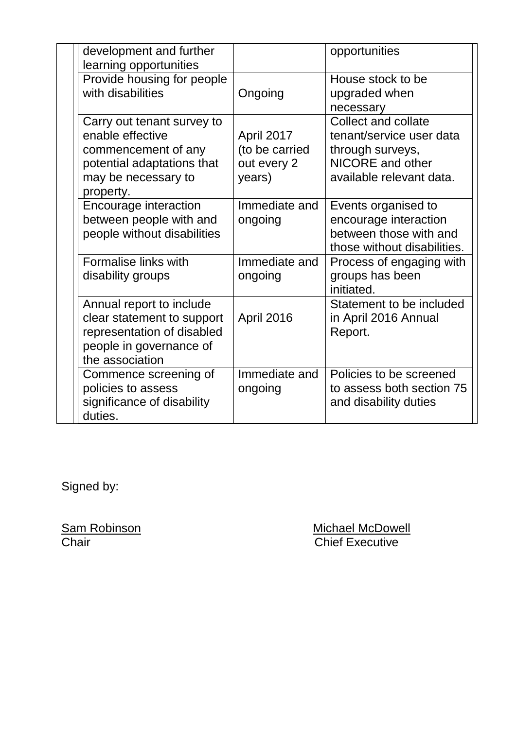| | | |
|---|---|---|
| development and further learning opportunities | | opportunities |
| Provide housing for people with disabilities | Ongoing | House stock to be upgraded when necessary |
| Carry out tenant survey to enable effective commencement of any potential adaptations that may be necessary to property. | April 2017 (to be carried out every 2 years) | Collect and collate tenant/service user data through surveys, NICORE and other available relevant data. |
| Encourage interaction between people with and people without disabilities | Immediate and ongoing | Events organised to encourage interaction between those with and those without disabilities. |
| Formalise links with disability groups | Immediate and ongoing | Process of engaging with groups has been initiated. |
| Annual report to include clear statement to support representation of disabled people in governance of the association | April 2016 | Statement to be included in April 2016 Annual Report. |
| Commence screening of policies to assess significance of disability duties. | Immediate and ongoing | Policies to be screened to assess both section 75 and disability duties |

Signed by:

Sam Robinson
Chair

Michael McDowell
Chief Executive